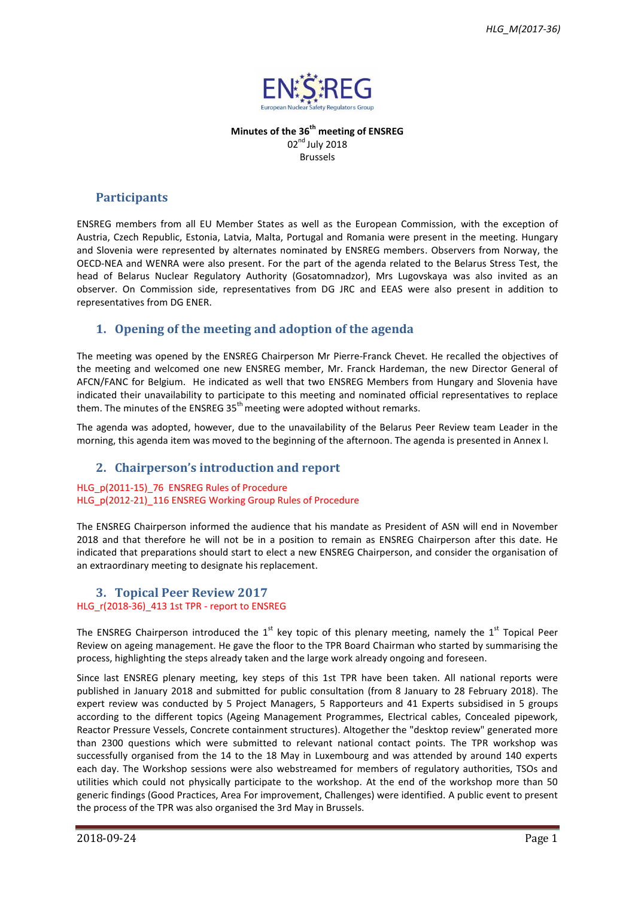**Minutes of the 36th meeting of ENSREG**
02nd July 2018
Brussels

## Participants

ENSREG members from all EU Member States as well as the European Commission, with the exception of Austria, Czech Republic, Estonia, Latvia, Malta, Portugal and Romania were present in the meeting. Hungary and Slovenia were represented by alternates nominated by ENSREG members. Observers from Norway, the OECD-NEA and WENRA were also present. For the part of the agenda related to the Belarus Stress Test, the head of Belarus Nuclear Regulatory Authority (Gosatomnadzor), Mrs Lugovskaya was also invited as an observer. On Commission side, representatives from DG JRC and EEAS were also present in addition to representatives from DG ENER.

## 1. Opening of the meeting and adoption of the agenda

The meeting was opened by the ENSREG Chairperson Mr Pierre-Franck Chevet. He recalled the objectives of the meeting and welcomed one new ENSREG member, Mr. Franck Hardeman, the new Director General of AFCN/FANC for Belgium. He indicated as well that two ENSREG Members from Hungary and Slovenia have indicated their unavailability to participate to this meeting and nominated official representatives to replace them. The minutes of the ENSREG 35th meeting were adopted without remarks.

The agenda was adopted, however, due to the unavailability of the Belarus Peer Review team Leader in the morning, this agenda item was moved to the beginning of the afternoon. The agenda is presented in Annex I.

## 2. Chairperson's introduction and report

HLG_p(2011-15)_76 ENSREG Rules of Procedure
HLG_p(2012-21)_116 ENSREG Working Group Rules of Procedure

The ENSREG Chairperson informed the audience that his mandate as President of ASN will end in November 2018 and that therefore he will not be in a position to remain as ENSREG Chairperson after this date. He indicated that preparations should start to elect a new ENSREG Chairperson, and consider the organisation of an extraordinary meeting to designate his replacement.

## 3. Topical Peer Review 2017

HLG_r(2018-36)_413 1st TPR - report to ENSREG

The ENSREG Chairperson introduced the 1st key topic of this plenary meeting, namely the 1st Topical Peer Review on ageing management. He gave the floor to the TPR Board Chairman who started by summarising the process, highlighting the steps already taken and the large work already ongoing and foreseen.

Since last ENSREG plenary meeting, key steps of this 1st TPR have been taken. All national reports were published in January 2018 and submitted for public consultation (from 8 January to 28 February 2018). The expert review was conducted by 5 Project Managers, 5 Rapporteurs and 41 Experts subsidised in 5 groups according to the different topics (Ageing Management Programmes, Electrical cables, Concealed pipework, Reactor Pressure Vessels, Concrete containment structures). Altogether the "desktop review" generated more than 2300 questions which were submitted to relevant national contact points. The TPR workshop was successfully organised from the 14 to the 18 May in Luxembourg and was attended by around 140 experts each day. The Workshop sessions were also webstreamed for members of regulatory authorities, TSOs and utilities which could not physically participate to the workshop. At the end of the workshop more than 50 generic findings (Good Practices, Area For improvement, Challenges) were identified. A public event to present the process of the TPR was also organised the 3rd May in Brussels.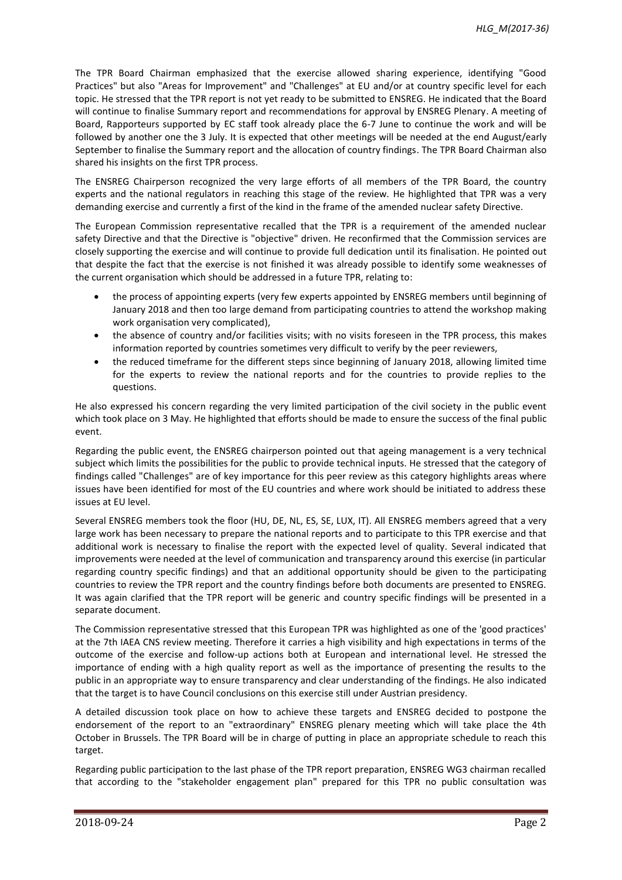The TPR Board Chairman emphasized that the exercise allowed sharing experience, identifying "Good Practices" but also "Areas for Improvement" and "Challenges" at EU and/or at country specific level for each topic. He stressed that the TPR report is not yet ready to be submitted to ENSREG. He indicated that the Board will continue to finalise Summary report and recommendations for approval by ENSREG Plenary. A meeting of Board, Rapporteurs supported by EC staff took already place the 6-7 June to continue the work and will be followed by another one the 3 July. It is expected that other meetings will be needed at the end August/early September to finalise the Summary report and the allocation of country findings. The TPR Board Chairman also shared his insights on the first TPR process.

The ENSREG Chairperson recognized the very large efforts of all members of the TPR Board, the country experts and the national regulators in reaching this stage of the review. He highlighted that TPR was a very demanding exercise and currently a first of the kind in the frame of the amended nuclear safety Directive.

The European Commission representative recalled that the TPR is a requirement of the amended nuclear safety Directive and that the Directive is "objective" driven. He reconfirmed that the Commission services are closely supporting the exercise and will continue to provide full dedication until its finalisation. He pointed out that despite the fact that the exercise is not finished it was already possible to identify some weaknesses of the current organisation which should be addressed in a future TPR, relating to:

- the process of appointing experts (very few experts appointed by ENSREG members until beginning of January 2018 and then too large demand from participating countries to attend the workshop making work organisation very complicated),
- the absence of country and/or facilities visits; with no visits foreseen in the TPR process, this makes information reported by countries sometimes very difficult to verify by the peer reviewers,
- the reduced timeframe for the different steps since beginning of January 2018, allowing limited time for the experts to review the national reports and for the countries to provide replies to the questions.

He also expressed his concern regarding the very limited participation of the civil society in the public event which took place on 3 May. He highlighted that efforts should be made to ensure the success of the final public event.

Regarding the public event, the ENSREG chairperson pointed out that ageing management is a very technical subject which limits the possibilities for the public to provide technical inputs. He stressed that the category of findings called "Challenges" are of key importance for this peer review as this category highlights areas where issues have been identified for most of the EU countries and where work should be initiated to address these issues at EU level.

Several ENSREG members took the floor (HU, DE, NL, ES, SE, LUX, IT). All ENSREG members agreed that a very large work has been necessary to prepare the national reports and to participate to this TPR exercise and that additional work is necessary to finalise the report with the expected level of quality. Several indicated that improvements were needed at the level of communication and transparency around this exercise (in particular regarding country specific findings) and that an additional opportunity should be given to the participating countries to review the TPR report and the country findings before both documents are presented to ENSREG. It was again clarified that the TPR report will be generic and country specific findings will be presented in a separate document.

The Commission representative stressed that this European TPR was highlighted as one of the 'good practices' at the 7th IAEA CNS review meeting. Therefore it carries a high visibility and high expectations in terms of the outcome of the exercise and follow-up actions both at European and international level. He stressed the importance of ending with a high quality report as well as the importance of presenting the results to the public in an appropriate way to ensure transparency and clear understanding of the findings. He also indicated that the target is to have Council conclusions on this exercise still under Austrian presidency.

A detailed discussion took place on how to achieve these targets and ENSREG decided to postpone the endorsement of the report to an "extraordinary" ENSREG plenary meeting which will take place the 4th October in Brussels. The TPR Board will be in charge of putting in place an appropriate schedule to reach this target.

Regarding public participation to the last phase of the TPR report preparation, ENSREG WG3 chairman recalled that according to the "stakeholder engagement plan" prepared for this TPR no public consultation was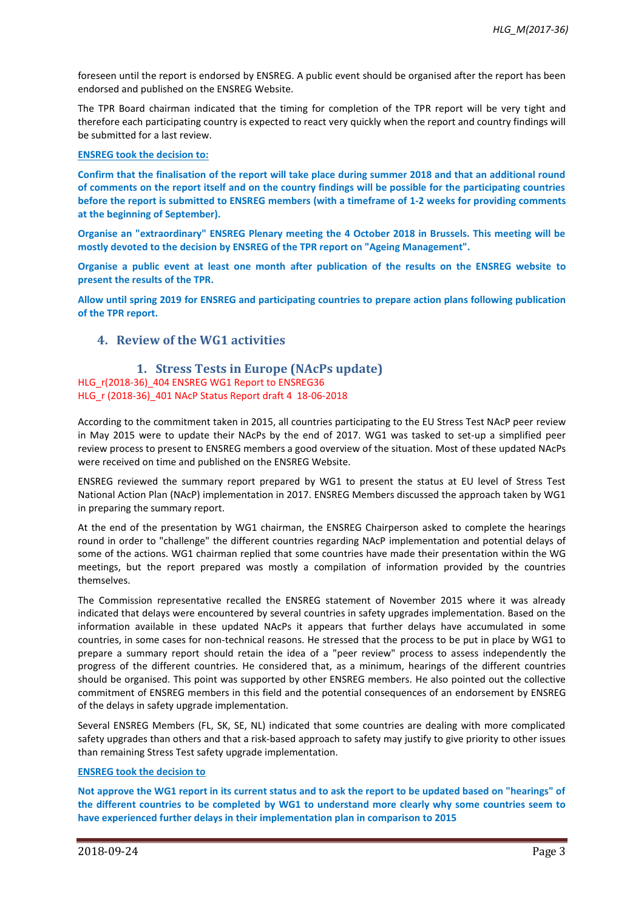foreseen until the report is endorsed by ENSREG. A public event should be organised after the report has been endorsed and published on the ENSREG Website.

The TPR Board chairman indicated that the timing for completion of the TPR report will be very tight and therefore each participating country is expected to react very quickly when the report and country findings will be submitted for a last review.

**ENSREG took the decision to:**

**Confirm that the finalisation of the report will take place during summer 2018 and that an additional round of comments on the report itself and on the country findings will be possible for the participating countries before the report is submitted to ENSREG members (with a timeframe of 1-2 weeks for providing comments at the beginning of September).**

**Organise an "extraordinary" ENSREG Plenary meeting the 4 October 2018 in Brussels. This meeting will be mostly devoted to the decision by ENSREG of the TPR report on "Ageing Management".**

**Organise a public event at least one month after publication of the results on the ENSREG website to present the results of the TPR.**

**Allow until spring 2019 for ENSREG and participating countries to prepare action plans following publication of the TPR report.**

## 4. Review of the WG1 activities

### 1. Stress Tests in Europe (NAcPs update)

HLG_r(2018-36)_404 ENSREG WG1 Report to ENSREG36
HLG_r (2018-36)_401 NAcP Status Report draft 4 18-06-2018

According to the commitment taken in 2015, all countries participating to the EU Stress Test NAcP peer review in May 2015 were to update their NAcPs by the end of 2017. WG1 was tasked to set-up a simplified peer review process to present to ENSREG members a good overview of the situation. Most of these updated NAcPs were received on time and published on the ENSREG Website.

ENSREG reviewed the summary report prepared by WG1 to present the status at EU level of Stress Test National Action Plan (NAcP) implementation in 2017. ENSREG Members discussed the approach taken by WG1 in preparing the summary report.

At the end of the presentation by WG1 chairman, the ENSREG Chairperson asked to complete the hearings round in order to "challenge" the different countries regarding NAcP implementation and potential delays of some of the actions. WG1 chairman replied that some countries have made their presentation within the WG meetings, but the report prepared was mostly a compilation of information provided by the countries themselves.

The Commission representative recalled the ENSREG statement of November 2015 where it was already indicated that delays were encountered by several countries in safety upgrades implementation. Based on the information available in these updated NAcPs it appears that further delays have accumulated in some countries, in some cases for non-technical reasons. He stressed that the process to be put in place by WG1 to prepare a summary report should retain the idea of a "peer review" process to assess independently the progress of the different countries. He considered that, as a minimum, hearings of the different countries should be organised. This point was supported by other ENSREG members. He also pointed out the collective commitment of ENSREG members in this field and the potential consequences of an endorsement by ENSREG of the delays in safety upgrade implementation.

Several ENSREG Members (FL, SK, SE, NL) indicated that some countries are dealing with more complicated safety upgrades than others and that a risk-based approach to safety may justify to give priority to other issues than remaining Stress Test safety upgrade implementation.

**ENSREG took the decision to**

**Not approve the WG1 report in its current status and to ask the report to be updated based on "hearings" of the different countries to be completed by WG1 to understand more clearly why some countries seem to have experienced further delays in their implementation plan in comparison to 2015**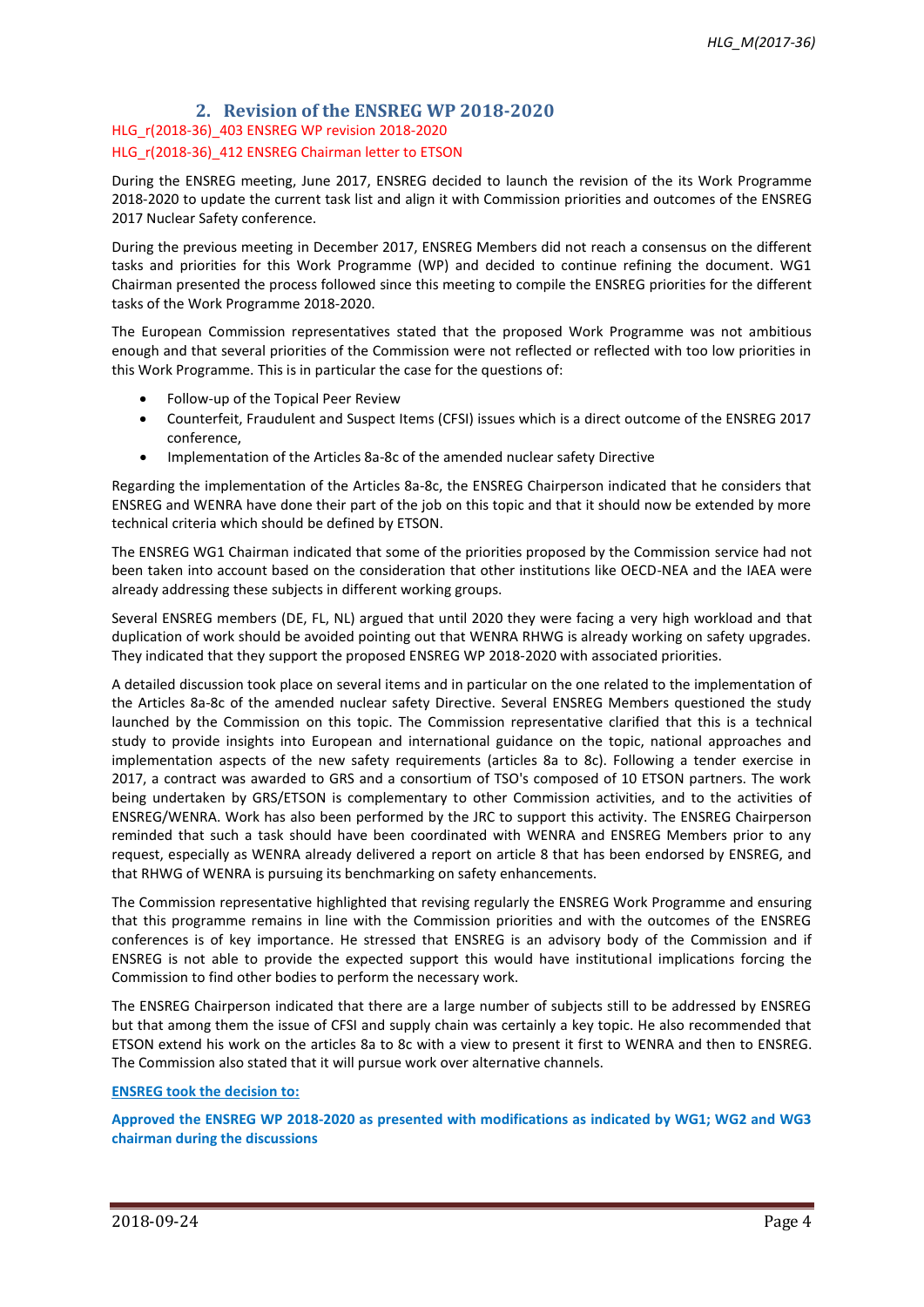## 2. Revision of the ENSREG WP 2018-2020

HLG_r(2018-36)_403 ENSREG WP revision 2018-2020

HLG_r(2018-36)_412 ENSREG Chairman letter to ETSON

During the ENSREG meeting, June 2017, ENSREG decided to launch the revision of the its Work Programme 2018-2020 to update the current task list and align it with Commission priorities and outcomes of the ENSREG 2017 Nuclear Safety conference.

During the previous meeting in December 2017, ENSREG Members did not reach a consensus on the different tasks and priorities for this Work Programme (WP) and decided to continue refining the document. WG1 Chairman presented the process followed since this meeting to compile the ENSREG priorities for the different tasks of the Work Programme 2018-2020.

The European Commission representatives stated that the proposed Work Programme was not ambitious enough and that several priorities of the Commission were not reflected or reflected with too low priorities in this Work Programme. This is in particular the case for the questions of:

- Follow-up of the Topical Peer Review
- Counterfeit, Fraudulent and Suspect Items (CFSI) issues which is a direct outcome of the ENSREG 2017 conference,
- Implementation of the Articles 8a-8c of the amended nuclear safety Directive

Regarding the implementation of the Articles 8a-8c, the ENSREG Chairperson indicated that he considers that ENSREG and WENRA have done their part of the job on this topic and that it should now be extended by more technical criteria which should be defined by ETSON.

The ENSREG WG1 Chairman indicated that some of the priorities proposed by the Commission service had not been taken into account based on the consideration that other institutions like OECD-NEA and the IAEA were already addressing these subjects in different working groups.

Several ENSREG members (DE, FL, NL) argued that until 2020 they were facing a very high workload and that duplication of work should be avoided pointing out that WENRA RHWG is already working on safety upgrades. They indicated that they support the proposed ENSREG WP 2018-2020 with associated priorities.

A detailed discussion took place on several items and in particular on the one related to the implementation of the Articles 8a-8c of the amended nuclear safety Directive. Several ENSREG Members questioned the study launched by the Commission on this topic. The Commission representative clarified that this is a technical study to provide insights into European and international guidance on the topic, national approaches and implementation aspects of the new safety requirements (articles 8a to 8c). Following a tender exercise in 2017, a contract was awarded to GRS and a consortium of TSO's composed of 10 ETSON partners. The work being undertaken by GRS/ETSON is complementary to other Commission activities, and to the activities of ENSREG/WENRA. Work has also been performed by the JRC to support this activity. The ENSREG Chairperson reminded that such a task should have been coordinated with WENRA and ENSREG Members prior to any request, especially as WENRA already delivered a report on article 8 that has been endorsed by ENSREG, and that RHWG of WENRA is pursuing its benchmarking on safety enhancements.

The Commission representative highlighted that revising regularly the ENSREG Work Programme and ensuring that this programme remains in line with the Commission priorities and with the outcomes of the ENSREG conferences is of key importance. He stressed that ENSREG is an advisory body of the Commission and if ENSREG is not able to provide the expected support this would have institutional implications forcing the Commission to find other bodies to perform the necessary work.

The ENSREG Chairperson indicated that there are a large number of subjects still to be addressed by ENSREG but that among them the issue of CFSI and supply chain was certainly a key topic. He also recommended that ETSON extend his work on the articles 8a to 8c with a view to present it first to WENRA and then to ENSREG. The Commission also stated that it will pursue work over alternative channels.

**ENSREG took the decision to:**

**Approved the ENSREG WP 2018-2020 as presented with modifications as indicated by WG1; WG2 and WG3 chairman during the discussions**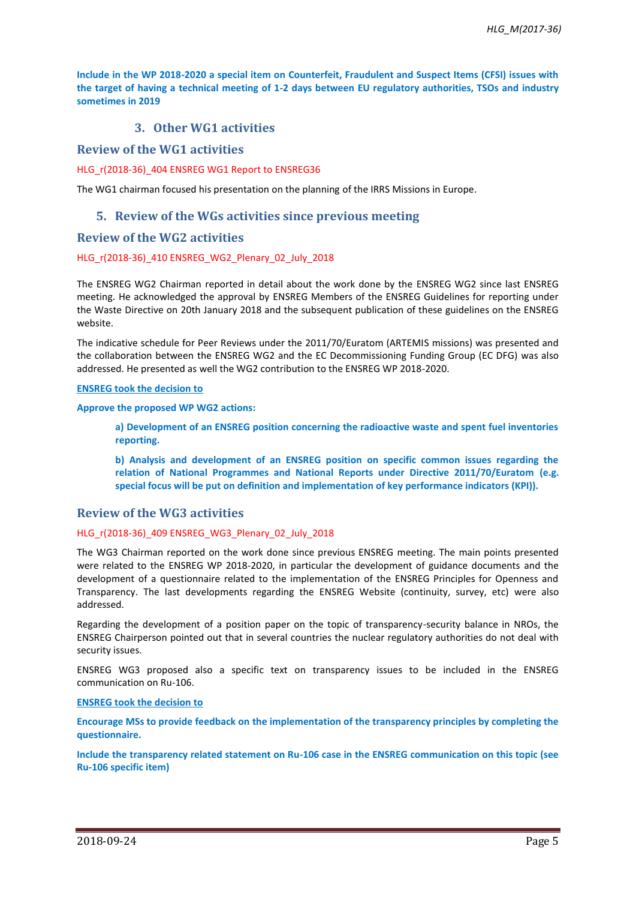**Include in the WP 2018-2020 a special item on Counterfeit, Fraudulent and Suspect Items (CFSI) issues with the target of having a technical meeting of 1-2 days between EU regulatory authorities, TSOs and industry sometimes in 2019**

### 3. Other WG1 activities

### Review of the WG1 activities

HLG_r(2018-36)_404 ENSREG WG1 Report to ENSREG36

The WG1 chairman focused his presentation on the planning of the IRRS Missions in Europe.

## 5. Review of the WGs activities since previous meeting

### Review of the WG2 activities

HLG_r(2018-36)_410 ENSREG_WG2_Plenary_02_July_2018

The ENSREG WG2 Chairman reported in detail about the work done by the ENSREG WG2 since last ENSREG meeting. He acknowledged the approval by ENSREG Members of the ENSREG Guidelines for reporting under the Waste Directive on 20th January 2018 and the subsequent publication of these guidelines on the ENSREG website.

The indicative schedule for Peer Reviews under the 2011/70/Euratom (ARTEMIS missions) was presented and the collaboration between the ENSREG WG2 and the EC Decommissioning Funding Group (EC DFG) was also addressed. He presented as well the WG2 contribution to the ENSREG WP 2018-2020.

**ENSREG took the decision to**

**Approve the proposed WP WG2 actions:**

**a) Development of an ENSREG position concerning the radioactive waste and spent fuel inventories reporting.**

**b) Analysis and development of an ENSREG position on specific common issues regarding the relation of National Programmes and National Reports under Directive 2011/70/Euratom (e.g. special focus will be put on definition and implementation of key performance indicators (KPI)).**

### Review of the WG3 activities

HLG_r(2018-36)_409 ENSREG_WG3_Plenary_02_July_2018

The WG3 Chairman reported on the work done since previous ENSREG meeting. The main points presented were related to the ENSREG WP 2018-2020, in particular the development of guidance documents and the development of a questionnaire related to the implementation of the ENSREG Principles for Openness and Transparency. The last developments regarding the ENSREG Website (continuity, survey, etc) were also addressed.

Regarding the development of a position paper on the topic of transparency-security balance in NROs, the ENSREG Chairperson pointed out that in several countries the nuclear regulatory authorities do not deal with security issues.

ENSREG WG3 proposed also a specific text on transparency issues to be included in the ENSREG communication on Ru-106.

**ENSREG took the decision to**

**Encourage MSs to provide feedback on the implementation of the transparency principles by completing the questionnaire.**

**Include the transparency related statement on Ru-106 case in the ENSREG communication on this topic (see Ru-106 specific item)**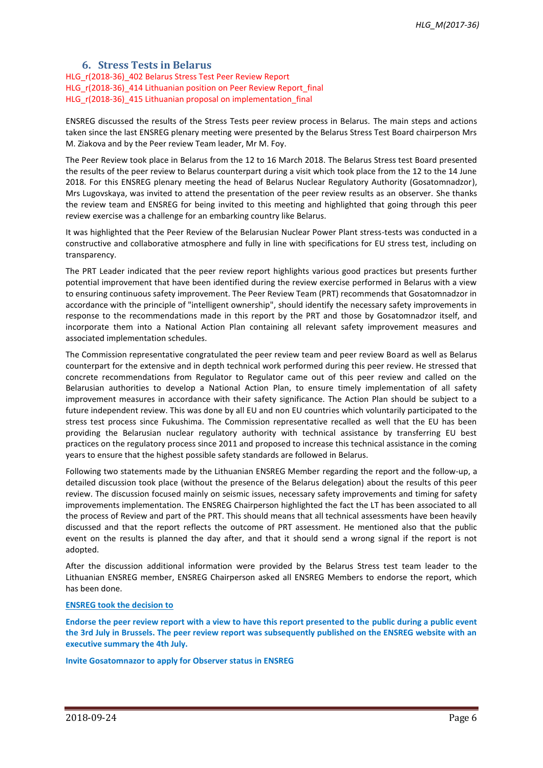## 6. Stress Tests in Belarus

HLG_r(2018-36)_402 Belarus Stress Test Peer Review Report
HLG_r(2018-36)_414 Lithuanian position on Peer Review Report_final
HLG_r(2018-36)_415 Lithuanian proposal on implementation_final

ENSREG discussed the results of the Stress Tests peer review process in Belarus. The main steps and actions taken since the last ENSREG plenary meeting were presented by the Belarus Stress Test Board chairperson Mrs M. Ziakova and by the Peer review Team leader, Mr M. Foy.

The Peer Review took place in Belarus from the 12 to 16 March 2018. The Belarus Stress test Board presented the results of the peer review to Belarus counterpart during a visit which took place from the 12 to the 14 June 2018. For this ENSREG plenary meeting the head of Belarus Nuclear Regulatory Authority (Gosatomnadzor), Mrs Lugovskaya, was invited to attend the presentation of the peer review results as an observer. She thanks the review team and ENSREG for being invited to this meeting and highlighted that going through this peer review exercise was a challenge for an embarking country like Belarus.

It was highlighted that the Peer Review of the Belarusian Nuclear Power Plant stress-tests was conducted in a constructive and collaborative atmosphere and fully in line with specifications for EU stress test, including on transparency.

The PRT Leader indicated that the peer review report highlights various good practices but presents further potential improvement that have been identified during the review exercise performed in Belarus with a view to ensuring continuous safety improvement. The Peer Review Team (PRT) recommends that Gosatomnadzor in accordance with the principle of "intelligent ownership", should identify the necessary safety improvements in response to the recommendations made in this report by the PRT and those by Gosatomnadzor itself, and incorporate them into a National Action Plan containing all relevant safety improvement measures and associated implementation schedules.

The Commission representative congratulated the peer review team and peer review Board as well as Belarus counterpart for the extensive and in depth technical work performed during this peer review. He stressed that concrete recommendations from Regulator to Regulator came out of this peer review and called on the Belarusian authorities to develop a National Action Plan, to ensure timely implementation of all safety improvement measures in accordance with their safety significance. The Action Plan should be subject to a future independent review. This was done by all EU and non EU countries which voluntarily participated to the stress test process since Fukushima. The Commission representative recalled as well that the EU has been providing the Belarusian nuclear regulatory authority with technical assistance by transferring EU best practices on the regulatory process since 2011 and proposed to increase this technical assistance in the coming years to ensure that the highest possible safety standards are followed in Belarus.

Following two statements made by the Lithuanian ENSREG Member regarding the report and the follow-up, a detailed discussion took place (without the presence of the Belarus delegation) about the results of this peer review. The discussion focused mainly on seismic issues, necessary safety improvements and timing for safety improvements implementation. The ENSREG Chairperson highlighted the fact the LT has been associated to all the process of Review and part of the PRT. This should means that all technical assessments have been heavily discussed and that the report reflects the outcome of PRT assessment. He mentioned also that the public event on the results is planned the day after, and that it should send a wrong signal if the report is not adopted.

After the discussion additional information were provided by the Belarus Stress test team leader to the Lithuanian ENSREG member, ENSREG Chairperson asked all ENSREG Members to endorse the report, which has been done.

**ENSREG took the decision to**

**Endorse the peer review report with a view to have this report presented to the public during a public event the 3rd July in Brussels. The peer review report was subsequently published on the ENSREG website with an executive summary the 4th July.**

**Invite Gosatomnazor to apply for Observer status in ENSREG**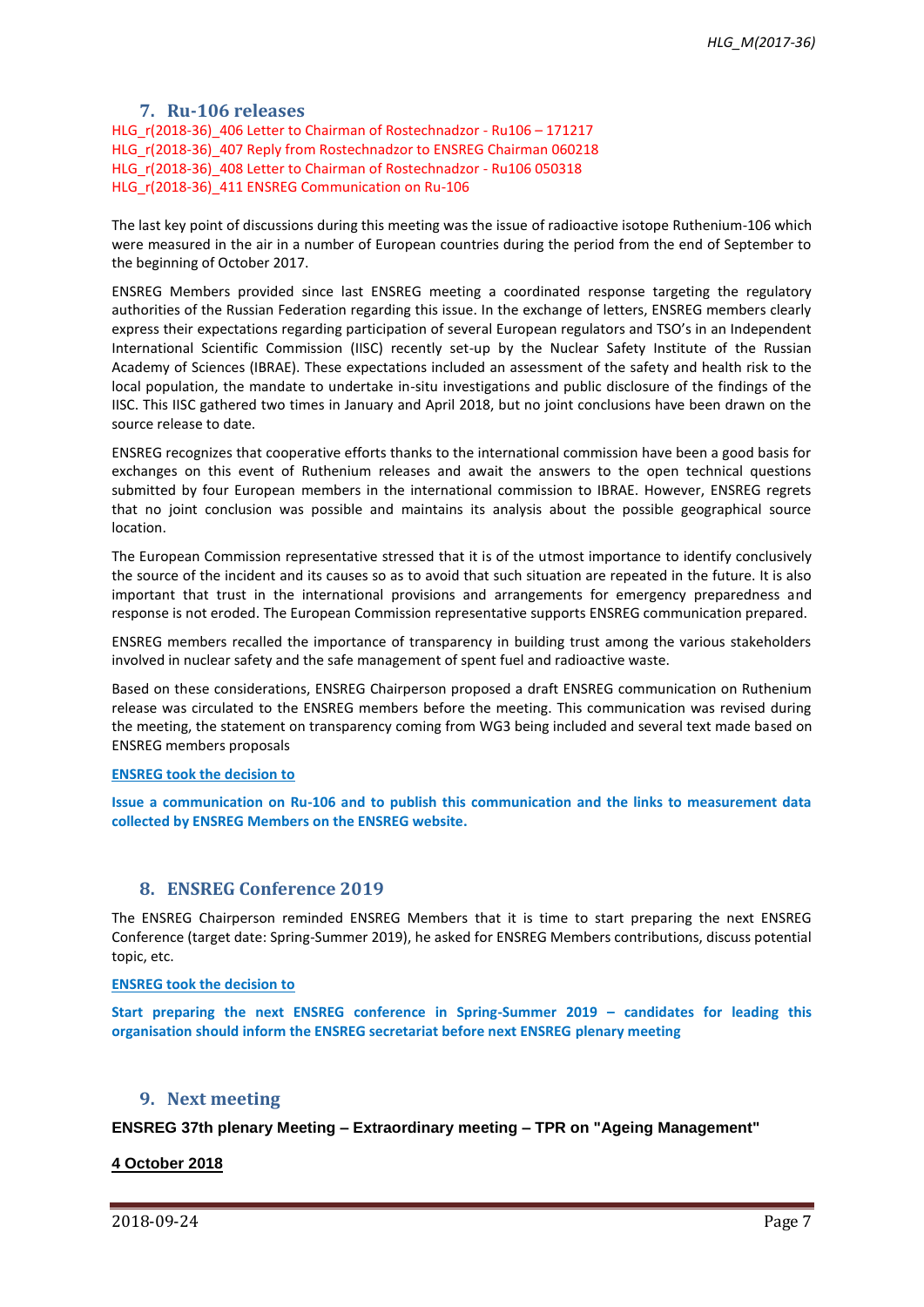## 7. Ru-106 releases

HLG_r(2018-36)_406 Letter to Chairman of Rostechnadzor - Ru106 – 171217
HLG_r(2018-36)_407 Reply from Rostechnadzor to ENSREG Chairman 060218
HLG_r(2018-36)_408 Letter to Chairman of Rostechnadzor - Ru106 050318
HLG_r(2018-36)_411 ENSREG Communication on Ru-106

The last key point of discussions during this meeting was the issue of radioactive isotope Ruthenium-106 which were measured in the air in a number of European countries during the period from the end of September to the beginning of October 2017.

ENSREG Members provided since last ENSREG meeting a coordinated response targeting the regulatory authorities of the Russian Federation regarding this issue. In the exchange of letters, ENSREG members clearly express their expectations regarding participation of several European regulators and TSO's in an Independent International Scientific Commission (IISC) recently set-up by the Nuclear Safety Institute of the Russian Academy of Sciences (IBRAE). These expectations included an assessment of the safety and health risk to the local population, the mandate to undertake in-situ investigations and public disclosure of the findings of the IISC. This IISC gathered two times in January and April 2018, but no joint conclusions have been drawn on the source release to date.

ENSREG recognizes that cooperative efforts thanks to the international commission have been a good basis for exchanges on this event of Ruthenium releases and await the answers to the open technical questions submitted by four European members in the international commission to IBRAE. However, ENSREG regrets that no joint conclusion was possible and maintains its analysis about the possible geographical source location.

The European Commission representative stressed that it is of the utmost importance to identify conclusively the source of the incident and its causes so as to avoid that such situation are repeated in the future. It is also important that trust in the international provisions and arrangements for emergency preparedness and response is not eroded. The European Commission representative supports ENSREG communication prepared.

ENSREG members recalled the importance of transparency in building trust among the various stakeholders involved in nuclear safety and the safe management of spent fuel and radioactive waste.

Based on these considerations, ENSREG Chairperson proposed a draft ENSREG communication on Ruthenium release was circulated to the ENSREG members before the meeting. This communication was revised during the meeting, the statement on transparency coming from WG3 being included and several text made based on ENSREG members proposals

**ENSREG took the decision to**

**Issue a communication on Ru-106 and to publish this communication and the links to measurement data collected by ENSREG Members on the ENSREG website.**

## 8. ENSREG Conference 2019

The ENSREG Chairperson reminded ENSREG Members that it is time to start preparing the next ENSREG Conference (target date: Spring-Summer 2019), he asked for ENSREG Members contributions, discuss potential topic, etc.

**ENSREG took the decision to**

**Start preparing the next ENSREG conference in Spring-Summer 2019 – candidates for leading this organisation should inform the ENSREG secretariat before next ENSREG plenary meeting**

## 9. Next meeting

**ENSREG 37th plenary Meeting – Extraordinary meeting – TPR on "Ageing Management"**

**4 October 2018**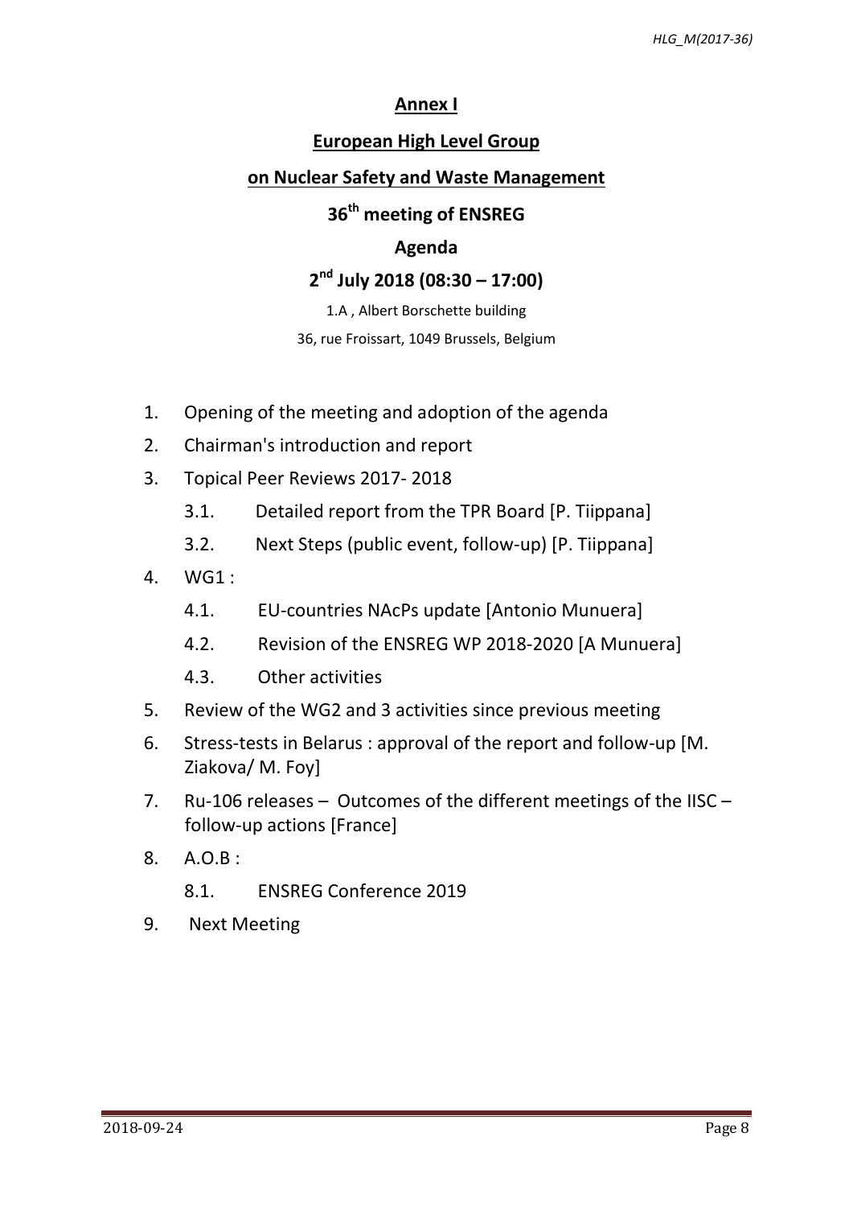## Annex I

## European High Level Group

## on Nuclear Safety and Waste Management

## 36th meeting of ENSREG

## Agenda

## 2nd July 2018 (08:30 – 17:00)

1.A , Albert Borschette building

36, rue Froissart, 1049 Brussels, Belgium

1. Opening of the meeting and adoption of the agenda
2. Chairman's introduction and report
3. Topical Peer Reviews 2017- 2018
   - 3.1. Detailed report from the TPR Board [P. Tiippana]
   - 3.2. Next Steps (public event, follow-up) [P. Tiippana]
4. WG1 :
   - 4.1. EU-countries NAcPs update [Antonio Munuera]
   - 4.2. Revision of the ENSREG WP 2018-2020 [A Munuera]
   - 4.3. Other activities
5. Review of the WG2 and 3 activities since previous meeting
6. Stress-tests in Belarus : approval of the report and follow-up [M. Ziakova/ M. Foy]
7. Ru-106 releases – Outcomes of the different meetings of the IISC – follow-up actions [France]
8. A.O.B :
   - 8.1. ENSREG Conference 2019
9. Next Meeting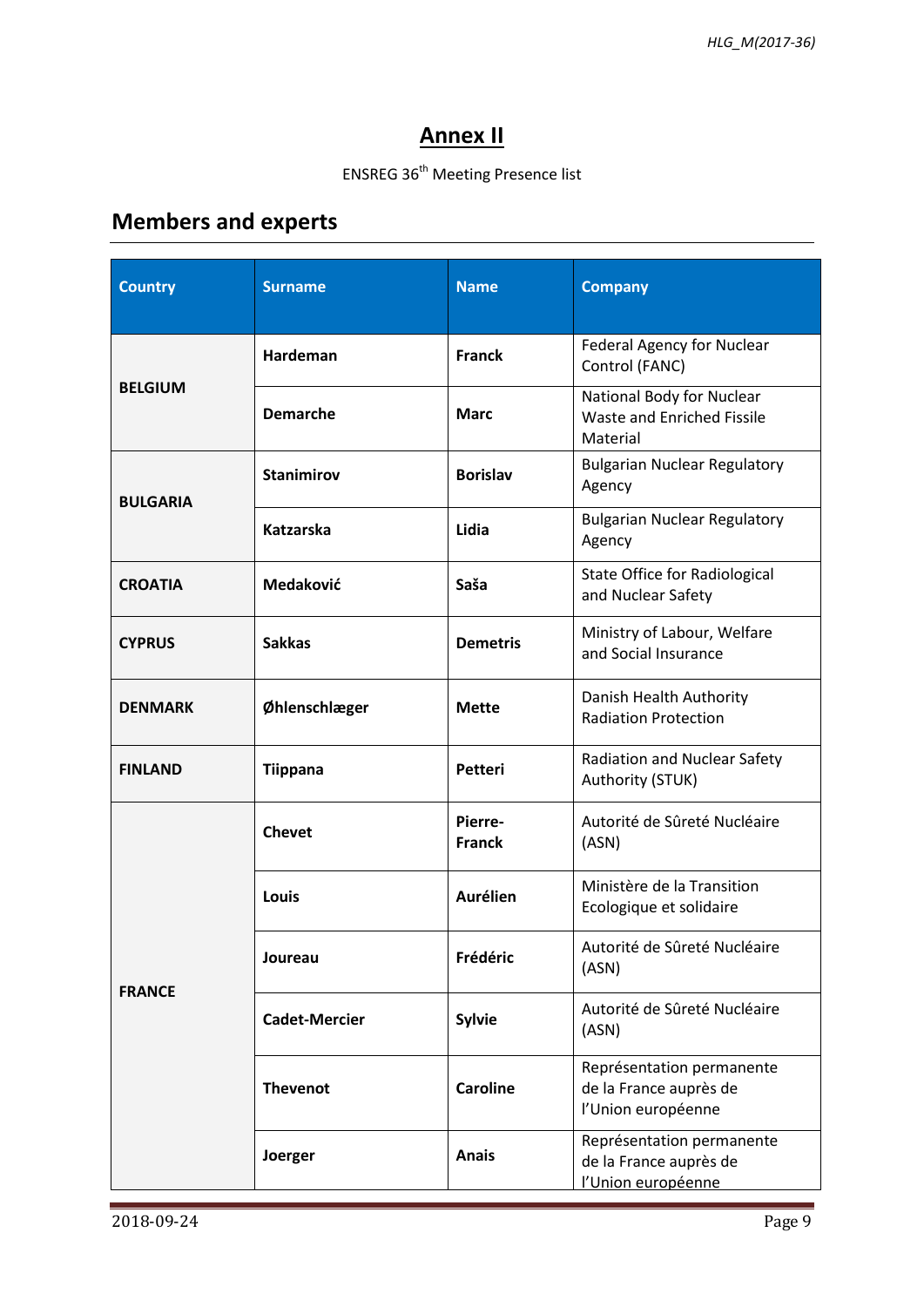# Annex II

ENSREG 36th Meeting Presence list

## Members and experts

| Country | Surname | Name | Company |
|---|---|---|---|
| BELGIUM | Hardeman | Franck | Federal Agency for Nuclear Control (FANC) |
| | Demarche | Marc | National Body for Nuclear Waste and Enriched Fissile Material |
| BULGARIA | Stanimirov | Borislav | Bulgarian Nuclear Regulatory Agency |
| | Katzarska | Lidia | Bulgarian Nuclear Regulatory Agency |
| CROATIA | Medaković | Saša | State Office for Radiological and Nuclear Safety |
| CYPRUS | Sakkas | Demetris | Ministry of Labour, Welfare and Social Insurance |
| DENMARK | Øhlenschlæger | Mette | Danish Health Authority Radiation Protection |
| FINLAND | Tiippana | Petteri | Radiation and Nuclear Safety Authority (STUK) |
| FRANCE | Chevet | Pierre-Franck | Autorité de Sûreté Nucléaire (ASN) |
| | Louis | Aurélien | Ministère de la Transition Ecologique et solidaire |
| | Joureau | Frédéric | Autorité de Sûreté Nucléaire (ASN) |
| | Cadet-Mercier | Sylvie | Autorité de Sûreté Nucléaire (ASN) |
| | Thevenot | Caroline | Représentation permanente de la France auprès de l'Union européenne |
| | Joerger | Anais | Représentation permanente de la France auprès de l'Union européenne |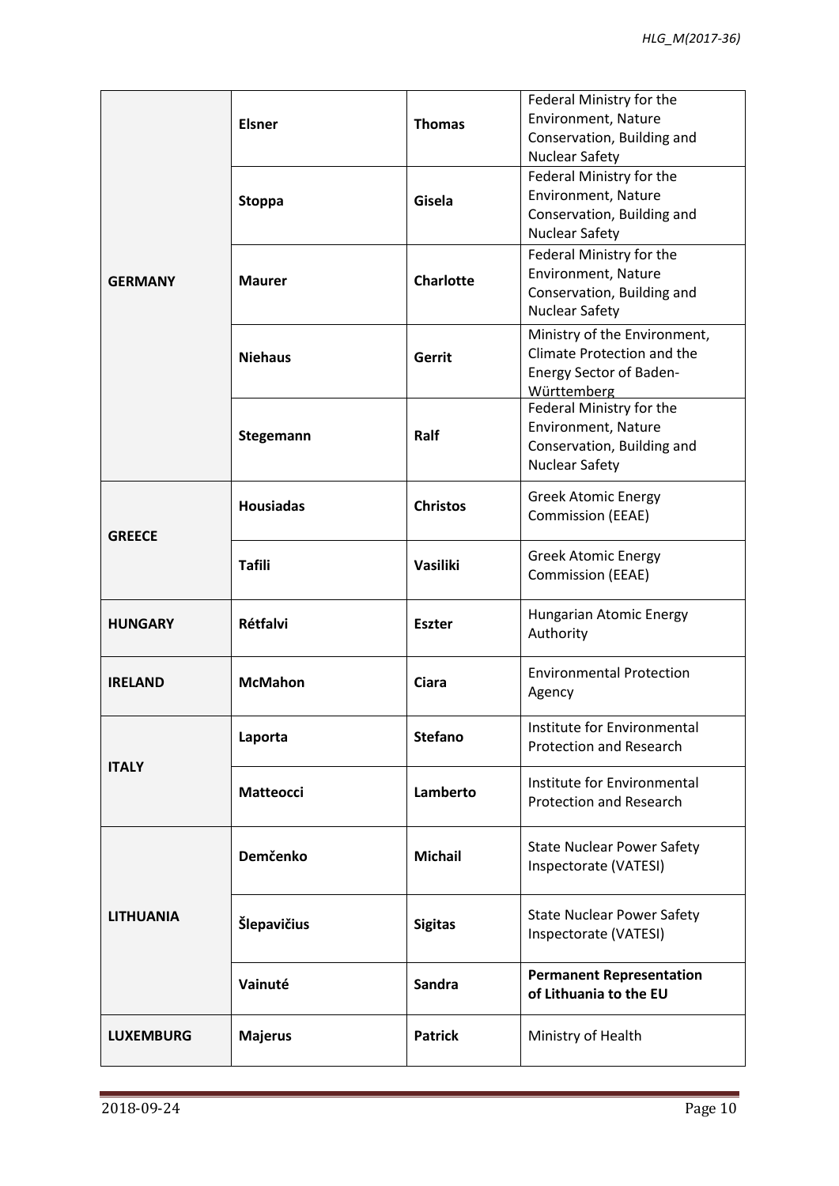| | | | |
|---|---|---|---|
| **GERMANY** | **Elsner** | **Thomas** | Federal Ministry for the Environment, Nature Conservation, Building and Nuclear Safety |
| | **Stoppa** | **Gisela** | Federal Ministry for the Environment, Nature Conservation, Building and Nuclear Safety |
| | **Maurer** | **Charlotte** | Federal Ministry for the Environment, Nature Conservation, Building and Nuclear Safety |
| | **Niehaus** | **Gerrit** | Ministry of the Environment, Climate Protection and the Energy Sector of Baden-Württemberg |
| | **Stegemann** | **Ralf** | Federal Ministry for the Environment, Nature Conservation, Building and Nuclear Safety |
| **GREECE** | **Housiadas** | **Christos** | Greek Atomic Energy Commission (EEAE) |
| | **Tafili** | **Vasiliki** | Greek Atomic Energy Commission (EEAE) |
| **HUNGARY** | **Rétfalvi** | **Eszter** | Hungarian Atomic Energy Authority |
| **IRELAND** | **McMahon** | **Ciara** | Environmental Protection Agency |
| **ITALY** | **Laporta** | **Stefano** | Institute for Environmental Protection and Research |
| | **Matteocci** | **Lamberto** | Institute for Environmental Protection and Research |
| **LITHUANIA** | **Demčenko** | **Michail** | State Nuclear Power Safety Inspectorate (VATESI) |
| | **Šlepavičius** | **Sigitas** | State Nuclear Power Safety Inspectorate (VATESI) |
| | **Vainuté** | **Sandra** | **Permanent Representation of Lithuania to the EU** |
| **LUXEMBURG** | **Majerus** | **Patrick** | Ministry of Health |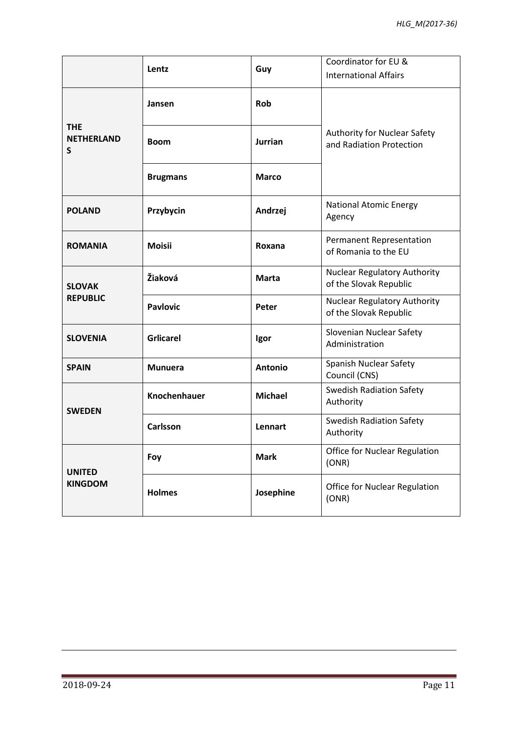| | | | |
|---|---|---|---|
| | **Lentz** | **Guy** | Coordinator for EU & International Affairs |
| **THE NETHERLANDS** | **Jansen** | **Rob** | Authority for Nuclear Safety and Radiation Protection |
| | **Boom** | **Jurrian** | |
| | **Brugmans** | **Marco** | |
| **POLAND** | **Przybycin** | **Andrzej** | National Atomic Energy Agency |
| **ROMANIA** | **Moisii** | **Roxana** | Permanent Representation of Romania to the EU |
| **SLOVAK REPUBLIC** | **Žiaková** | **Marta** | Nuclear Regulatory Authority of the Slovak Republic |
| | **Pavlovic** | **Peter** | Nuclear Regulatory Authority of the Slovak Republic |
| **SLOVENIA** | **Grlicarel** | **Igor** | Slovenian Nuclear Safety Administration |
| **SPAIN** | **Munuera** | **Antonio** | Spanish Nuclear Safety Council (CNS) |
| **SWEDEN** | **Knochenhauer** | **Michael** | Swedish Radiation Safety Authority |
| | **Carlsson** | **Lennart** | Swedish Radiation Safety Authority |
| **UNITED KINGDOM** | **Foy** | **Mark** | Office for Nuclear Regulation (ONR) |
| | **Holmes** | **Josephine** | Office for Nuclear Regulation (ONR) |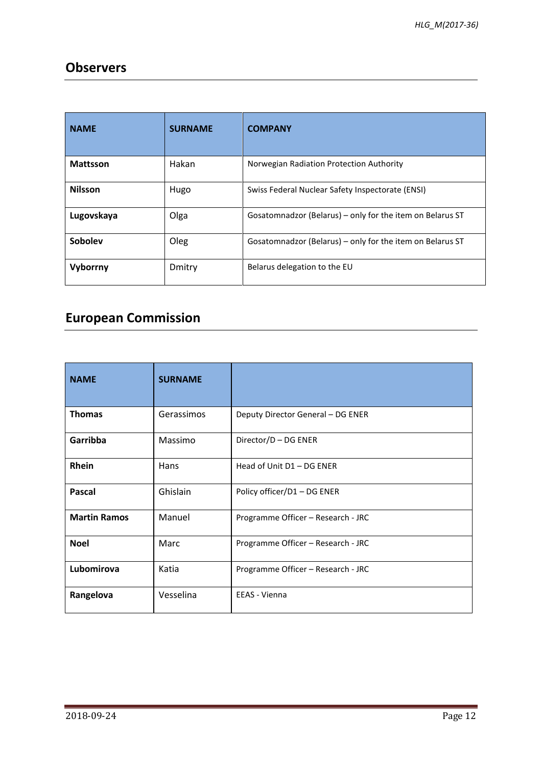## Observers

| NAME | SURNAME | COMPANY |
| --- | --- | --- |
| **Mattsson** | Hakan | Norwegian Radiation Protection Authority |
| **Nilsson** | Hugo | Swiss Federal Nuclear Safety Inspectorate (ENSI) |
| **Lugovskaya** | Olga | Gosatomnadzor (Belarus) – only for the item on Belarus ST |
| **Sobolev** | Oleg | Gosatomnadzor (Belarus) – only for the item on Belarus ST |
| **Vyborrny** | Dmitry | Belarus delegation to the EU |

## European Commission

| NAME | SURNAME | |
| --- | --- | --- |
| **Thomas** | Gerassimos | Deputy Director General – DG ENER |
| **Garribba** | Massimo | Director/D – DG ENER |
| **Rhein** | Hans | Head of Unit D1 – DG ENER |
| **Pascal** | Ghislain | Policy officer/D1 – DG ENER |
| **Martin Ramos** | Manuel | Programme Officer – Research - JRC |
| **Noel** | Marc | Programme Officer – Research - JRC |
| **Lubomirova** | Katia | Programme Officer – Research - JRC |
| **Rangelova** | Vesselina | EEAS - Vienna |